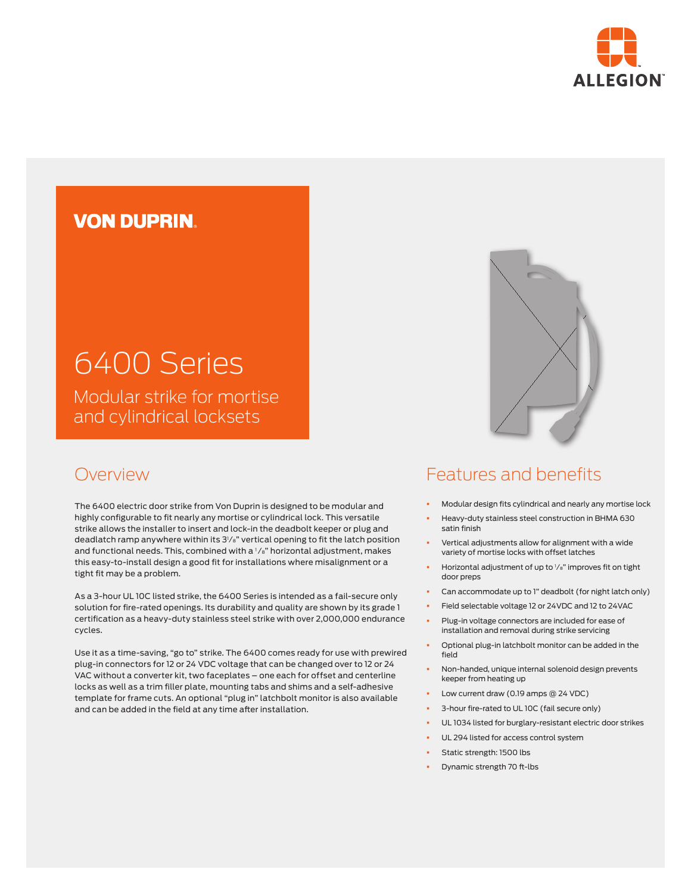ALLEGION

VON DUPRIN

# 6400 Series

## Modular strike for mortise and cylindrical locksets

## Overview

The 6400 electric door strike from Von Duprin is designed to be modular and highly configurable to fit nearly any mortise or cylindrical lock. This versatile strike allows the installer to insert and lock-in the deadbolt keeper or plug and deadlatch ramp anywhere within its 3⁷⁄₈" vertical opening to fit the latch position and functional needs. This, combined with a ¹⁄₈" horizontal adjustment, makes this easy-to-install design a good fit for installations where misalignment or a tight fit may be a problem.

As a 3-hour UL 10C listed strike, the 6400 Series is intended as a fail-secure only solution for fire-rated openings. Its durability and quality are shown by its grade 1 certification as a heavy-duty stainless steel strike with over 2,000,000 endurance cycles.

Use it as a time-saving, "go to" strike. The 6400 comes ready for use with prewired plug-in connectors for 12 or 24 VDC voltage that can be changed over to 12 or 24 VAC without a converter kit, two faceplates – one each for offset and centerline locks as well as a trim filler plate, mounting tabs and shims and a self-adhesive template for frame cuts. An optional "plug in" latchbolt monitor is also available and can be added in the field at any time after installation.

## Features and benefits

- Modular design fits cylindrical and nearly any mortise lock
- Heavy-duty stainless steel construction in BHMA 630 satin finish
- Vertical adjustments allow for alignment with a wide variety of mortise locks with offset latches
- Horizontal adjustment of up to ¹⁄₈" improves fit on tight door preps
- Can accommodate up to 1" deadbolt (for night latch only)
- Field selectable voltage 12 or 24VDC and 12 to 24VAC
- Plug-in voltage connectors are included for ease of installation and removal during strike servicing
- Optional plug-in latchbolt monitor can be added in the field
- Non-handed, unique internal solenoid design prevents keeper from heating up
- Low current draw (0.19 amps @ 24 VDC)
- 3-hour fire-rated to UL 10C (fail secure only)
- UL 1034 listed for burglary-resistant electric door strikes
- UL 294 listed for access control system
- Static strength: 1500 lbs
- Dynamic strength 70 ft-lbs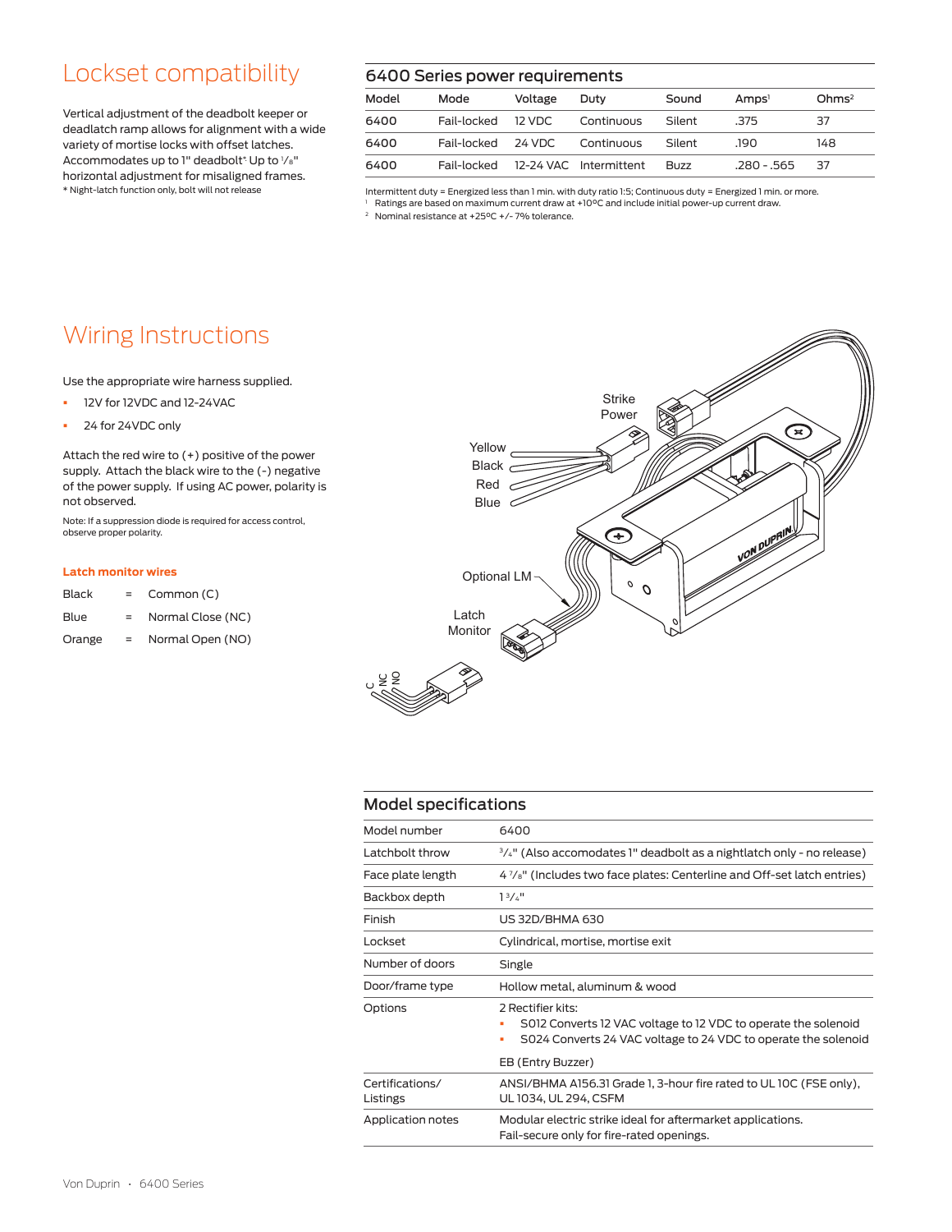## Lockset compatibility

Vertical adjustment of the deadbolt keeper or deadlatch ramp allows for alignment with a wide variety of mortise locks with offset latches. Accommodates up to 1" deadbolt* Up to 1/8" horizontal adjustment for misaligned frames.

\* Night-latch function only, bolt will not release

## 6400 Series power requirements

| Model | Mode | Voltage | Duty | Sound | Amps[1] | Ohms[2] |
|---|---|---|---|---|---|---|
| 6400 | Fail-locked | 12 VDC | Continuous | Silent | .375 | 37 |
| 6400 | Fail-locked | 24 VDC | Continuous | Silent | .190 | 148 |
| 6400 | Fail-locked | 12-24 VAC | Intermittent | Buzz | .280 - .565 | 37 |

Intermittent duty = Energized less than 1 min. with duty ratio 1:5; Continuous duty = Energized 1 min. or more.

[1] Ratings are based on maximum current draw at +10ºC and include initial power-up current draw.

[2] Nominal resistance at +25ºC +/- 7% tolerance.

## Wiring Instructions

Use the appropriate wire harness supplied.

- 12V for 12VDC and 12-24VAC
- 24 for 24VDC only

Attach the red wire to (+) positive of the power supply. Attach the black wire to the (-) negative of the power supply. If using AC power, polarity is not observed.

Note: If a suppression diode is required for access control, observe proper polarity.

**Latch monitor wires**

| | | |
|---|---|---|
| Black | = | Common (C) |
| Blue | = | Normal Close (NC) |
| Orange | = | Normal Open (NO) |

Strike Power

Yellow
Black
Red
Blue

Optional LM

Latch Monitor

C NC NO

## Model specifications

| | |
|---|---|
| Model number | 6400 |
| Latchbolt throw | 3/4" (Also accomodates 1" deadbolt as a nightlatch only - no release) |
| Face plate length | 4 7/8" (Includes two face plates: Centerline and Off-set latch entries) |
| Backbox depth | 1 3/4" |
| Finish | US 32D/BHMA 630 |
| Lockset | Cylindrical, mortise, mortise exit |
| Number of doors | Single |
| Door/frame type | Hollow metal, aluminum & wood |
| Options | 2 Rectifier kits:<br>- S012 Converts 12 VAC voltage to 12 VDC to operate the solenoid<br>- S024 Converts 24 VAC voltage to 24 VDC to operate the solenoid<br><br>EB (Entry Buzzer) |
| Certifications/ Listings | ANSI/BHMA A156.31 Grade 1, 3-hour fire rated to UL 10C (FSE only), UL 1034, UL 294, CSFM |
| Application notes | Modular electric strike ideal for aftermarket applications.<br>Fail-secure only for fire-rated openings. |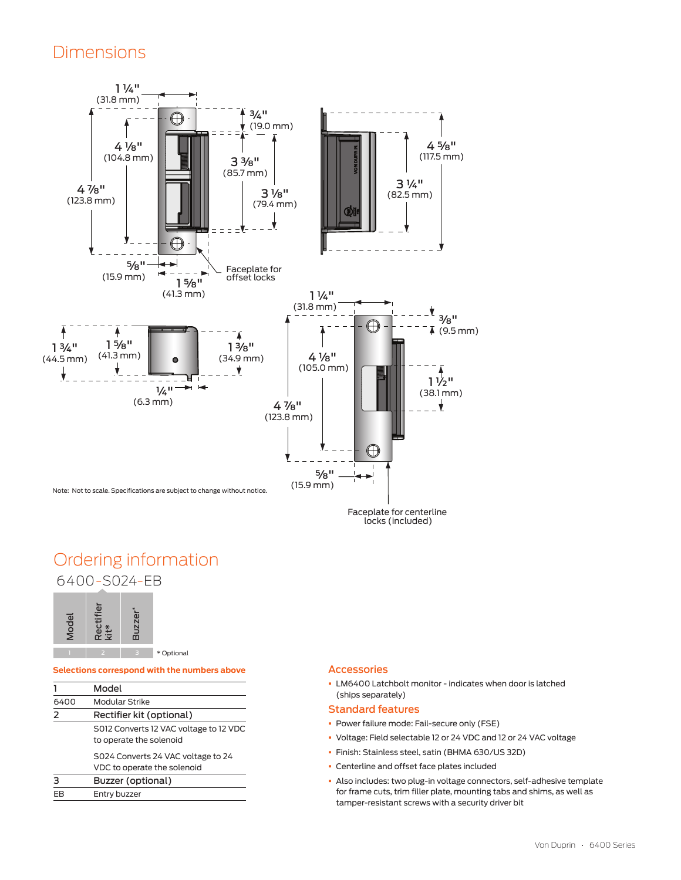## Dimensions

1 ¼" (31.8 mm)

¾" (19.0 mm)

4 ⅛" (104.8 mm)

4 ⅞" (123.8 mm)

3 ⅜" (85.7 mm)

3 ⅛" (79.4 mm)

4 ⅝" (117.5 mm)

3 ¼" (82.5 mm)

⅝" (15.9 mm)

1 ⅝" (41.3 mm)

Faceplate for offset locks

1 ¾" (44.5 mm)

1 ⅝" (41.3 mm)

1 ⅜" (34.9 mm)

¼" (6.3 mm)

1 ¼" (31.8 mm)

⅜" (9.5 mm)

4 ⅛" (105.0 mm)

1 ½" (38.1 mm)

4 ⅞" (123.8 mm)

⅝" (15.9 mm)

Faceplate for centerline locks (included)

Note: Not to scale. Specifications are subject to change without notice.

## Ordering information

6400-S024-EB

| Model | Rectifier kit* | Buzzer* |
|---|---|---|
| 1 | 2 | 3 |

* Optional

**Selections correspond with the numbers above**

| 1 | Model |
|---|---|
| 6400 | Modular Strike |
| **2** | **Rectifier kit (optional)** |
| | S012 Converts 12 VAC voltage to 12 VDC to operate the solenoid |
| | S024 Converts 24 VAC voltage to 24 VDC to operate the solenoid |
| **3** | **Buzzer (optional)** |
| EB | Entry buzzer |

## Accessories

- LM6400 Latchbolt monitor - indicates when door is latched (ships separately)

## Standard features

- Power failure mode: Fail-secure only (FSE)
- Voltage: Field selectable 12 or 24 VDC and 12 or 24 VAC voltage
- Finish: Stainless steel, satin (BHMA 630/US 32D)
- Centerline and offset face plates included
- Also includes: two plug-in voltage connectors, self-adhesive template for frame cuts, trim filler plate, mounting tabs and shims, as well as tamper-resistant screws with a security driver bit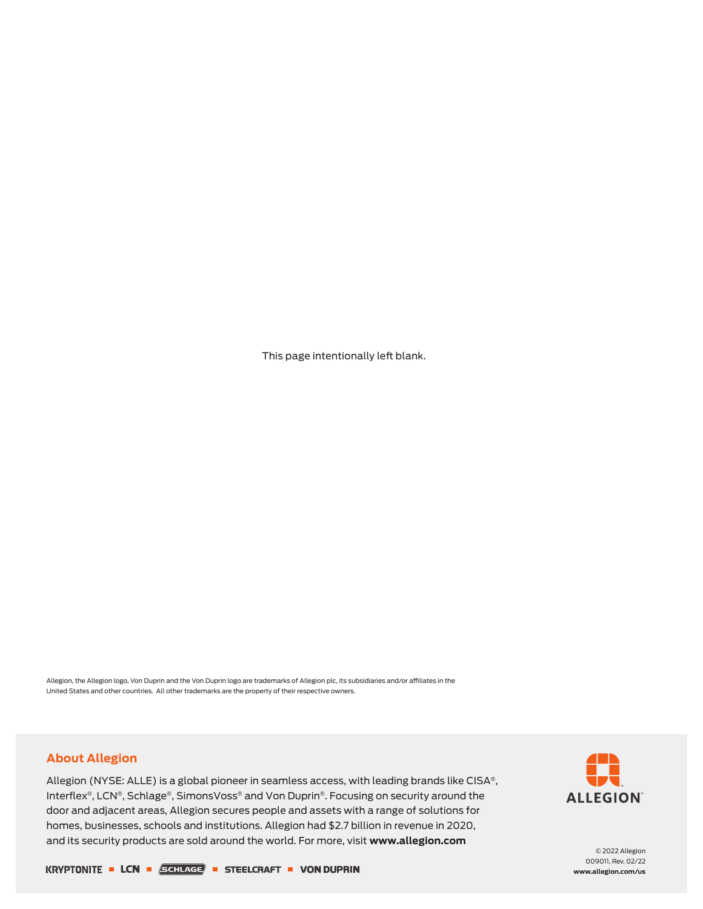This page intentionally left blank.

Allegion, the Allegion logo, Von Duprin and the Von Duprin logo are trademarks of Allegion plc, its subsidiaries and/or affiliates in the United States and other countries. All other trademarks are the property of their respective owners.

## About Allegion

Allegion (NYSE: ALLE) is a global pioneer in seamless access, with leading brands like CISA®, Interflex®, LCN®, Schlage®, SimonsVoss® and Von Duprin®. Focusing on security around the door and adjacent areas, Allegion secures people and assets with a range of solutions for homes, businesses, schools and institutions. Allegion had $2.7 billion in revenue in 2020, and its security products are sold around the world. For more, visit **www.allegion.com**

KRYPTONITE ■ LCN ■ SCHLAGE ■ STEELCRAFT ■ VON DUPRIN

ALLEGION™

© 2022 Allegion
009011, Rev. 02/22
**www.allegion.com/us**